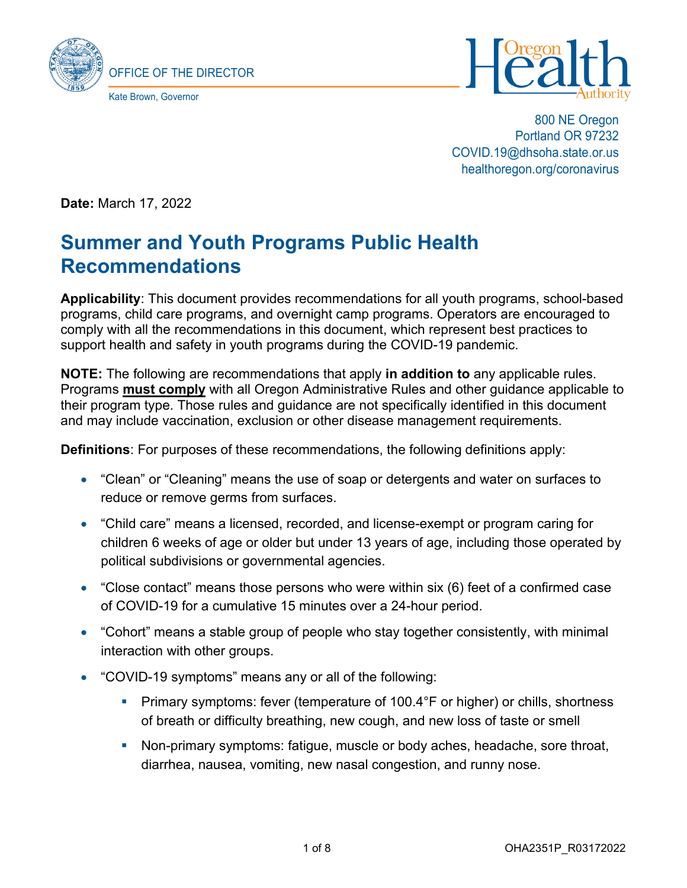OFFICE OF THE DIRECTOR

Kate Brown, Governor

800 NE Oregon
Portland OR 97232
COVID.19@dhsoha.state.or.us
healthoregon.org/coronavirus

**Date:** March 17, 2022

# Summer and Youth Programs Public Health Recommendations

**Applicability**: This document provides recommendations for all youth programs, school-based programs, child care programs, and overnight camp programs. Operators are encouraged to comply with all the recommendations in this document, which represent best practices to support health and safety in youth programs during the COVID-19 pandemic.

**NOTE:** The following are recommendations that apply **in addition to** any applicable rules. Programs **must comply** with all Oregon Administrative Rules and other guidance applicable to their program type. Those rules and guidance are not specifically identified in this document and may include vaccination, exclusion or other disease management requirements.

**Definitions**: For purposes of these recommendations, the following definitions apply:

- "Clean" or "Cleaning" means the use of soap or detergents and water on surfaces to reduce or remove germs from surfaces.
- "Child care" means a licensed, recorded, and license-exempt or program caring for children 6 weeks of age or older but under 13 years of age, including those operated by political subdivisions or governmental agencies.
- "Close contact" means those persons who were within six (6) feet of a confirmed case of COVID-19 for a cumulative 15 minutes over a 24-hour period.
- "Cohort" means a stable group of people who stay together consistently, with minimal interaction with other groups.
- "COVID-19 symptoms" means any or all of the following:
  - Primary symptoms: fever (temperature of 100.4°F or higher) or chills, shortness of breath or difficulty breathing, new cough, and new loss of taste or smell
  - Non-primary symptoms: fatigue, muscle or body aches, headache, sore throat, diarrhea, nausea, vomiting, new nasal congestion, and runny nose.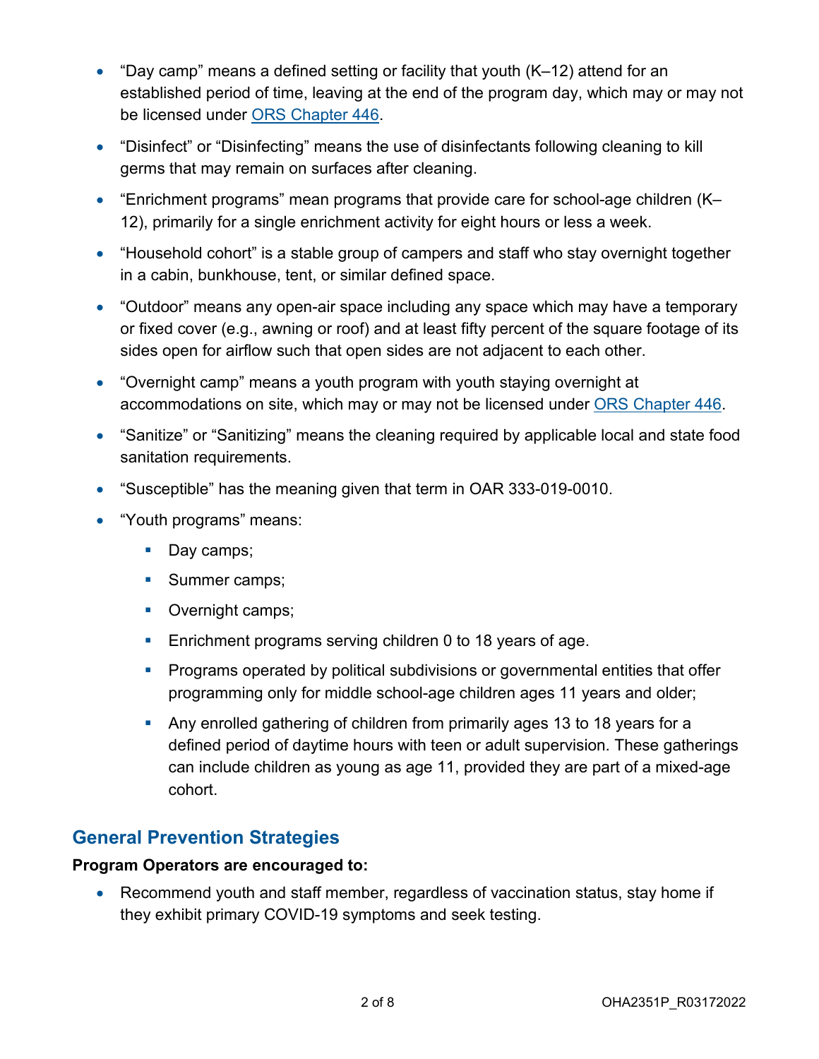- “Day camp” means a defined setting or facility that youth (K–12) attend for an established period of time, leaving at the end of the program day, which may or may not be licensed under [ORS Chapter 446](ORS Chapter 446).
- “Disinfect” or “Disinfecting” means the use of disinfectants following cleaning to kill germs that may remain on surfaces after cleaning.
- “Enrichment programs” mean programs that provide care for school-age children (K–12), primarily for a single enrichment activity for eight hours or less a week.
- “Household cohort” is a stable group of campers and staff who stay overnight together in a cabin, bunkhouse, tent, or similar defined space.
- “Outdoor” means any open-air space including any space which may have a temporary or fixed cover (e.g., awning or roof) and at least fifty percent of the square footage of its sides open for airflow such that open sides are not adjacent to each other.
- “Overnight camp” means a youth program with youth staying overnight at accommodations on site, which may or may not be licensed under [ORS Chapter 446](ORS Chapter 446).
- “Sanitize” or “Sanitizing” means the cleaning required by applicable local and state food sanitation requirements.
- “Susceptible” has the meaning given that term in OAR 333-019-0010.
- “Youth programs” means:
  - Day camps;
  - Summer camps;
  - Overnight camps;
  - Enrichment programs serving children 0 to 18 years of age.
  - Programs operated by political subdivisions or governmental entities that offer programming only for middle school-age children ages 11 years and older;
  - Any enrolled gathering of children from primarily ages 13 to 18 years for a defined period of daytime hours with teen or adult supervision. These gatherings can include children as young as age 11, provided they are part of a mixed-age cohort.

## General Prevention Strategies

**Program Operators are encouraged to:**

- Recommend youth and staff member, regardless of vaccination status, stay home if they exhibit primary COVID-19 symptoms and seek testing.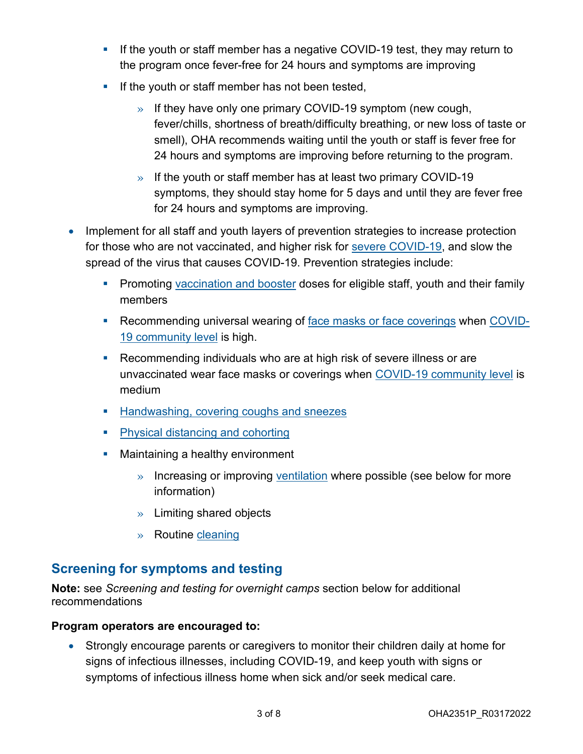- If the youth or staff member has a negative COVID-19 test, they may return to the program once fever-free for 24 hours and symptoms are improving
  - If the youth or staff member has not been tested,
    - If they have only one primary COVID-19 symptom (new cough, fever/chills, shortness of breath/difficulty breathing, or new loss of taste or smell), OHA recommends waiting until the youth or staff is fever free for 24 hours and symptoms are improving before returning to the program.
    - If the youth or staff member has at least two primary COVID-19 symptoms, they should stay home for 5 days and until they are fever free for 24 hours and symptoms are improving.
- Implement for all staff and youth layers of prevention strategies to increase protection for those who are not vaccinated, and higher risk for severe COVID-19, and slow the spread of the virus that causes COVID-19. Prevention strategies include:
  - Promoting vaccination and booster doses for eligible staff, youth and their family members
  - Recommending universal wearing of face masks or face coverings when COVID-19 community level is high.
  - Recommending individuals who are at high risk of severe illness or are unvaccinated wear face masks or coverings when COVID-19 community level is medium
  - Handwashing, covering coughs and sneezes
  - Physical distancing and cohorting
  - Maintaining a healthy environment
    - Increasing or improving ventilation where possible (see below for more information)
    - Limiting shared objects
    - Routine cleaning

## Screening for symptoms and testing

**Note:** see *Screening and testing for overnight camps* section below for additional recommendations

**Program operators are encouraged to:**

- Strongly encourage parents or caregivers to monitor their children daily at home for signs of infectious illnesses, including COVID-19, and keep youth with signs or symptoms of infectious illness home when sick and/or seek medical care.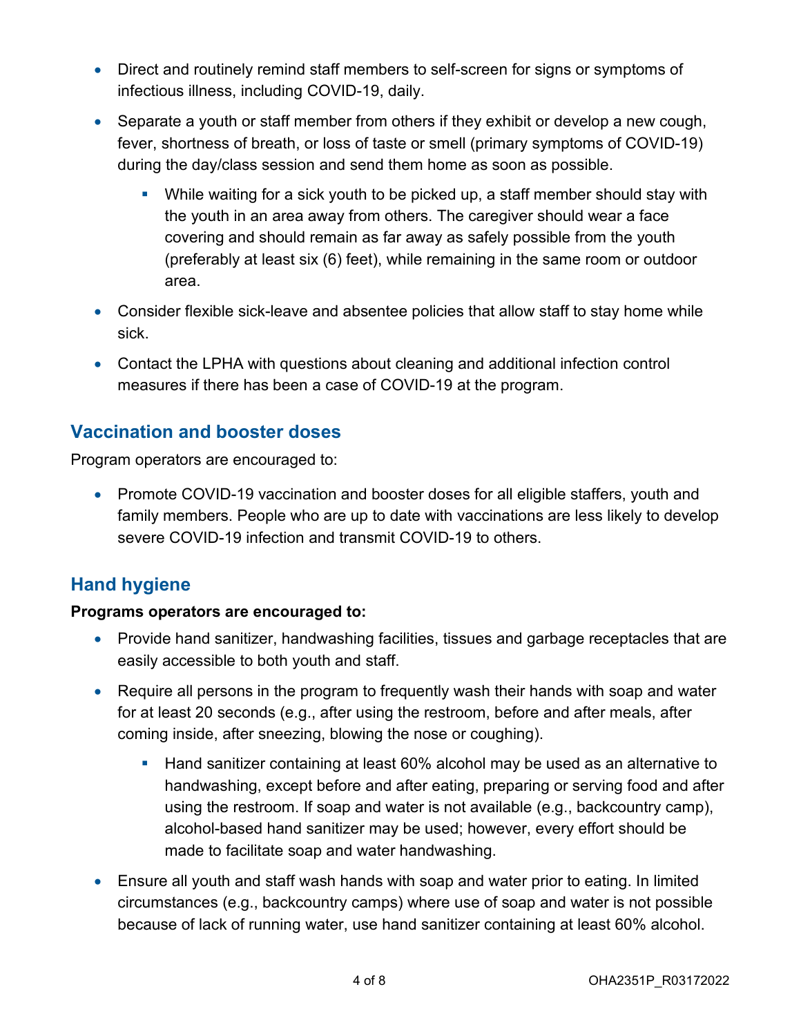- Direct and routinely remind staff members to self-screen for signs or symptoms of infectious illness, including COVID-19, daily.
- Separate a youth or staff member from others if they exhibit or develop a new cough, fever, shortness of breath, or loss of taste or smell (primary symptoms of COVID-19) during the day/class session and send them home as soon as possible.
  - While waiting for a sick youth to be picked up, a staff member should stay with the youth in an area away from others. The caregiver should wear a face covering and should remain as far away as safely possible from the youth (preferably at least six (6) feet), while remaining in the same room or outdoor area.
- Consider flexible sick-leave and absentee policies that allow staff to stay home while sick.
- Contact the LPHA with questions about cleaning and additional infection control measures if there has been a case of COVID-19 at the program.

## Vaccination and booster doses

Program operators are encouraged to:

- Promote COVID-19 vaccination and booster doses for all eligible staffers, youth and family members. People who are up to date with vaccinations are less likely to develop severe COVID-19 infection and transmit COVID-19 to others.

## Hand hygiene

**Programs operators are encouraged to:**

- Provide hand sanitizer, handwashing facilities, tissues and garbage receptacles that are easily accessible to both youth and staff.
- Require all persons in the program to frequently wash their hands with soap and water for at least 20 seconds (e.g., after using the restroom, before and after meals, after coming inside, after sneezing, blowing the nose or coughing).
  - Hand sanitizer containing at least 60% alcohol may be used as an alternative to handwashing, except before and after eating, preparing or serving food and after using the restroom. If soap and water is not available (e.g., backcountry camp), alcohol-based hand sanitizer may be used; however, every effort should be made to facilitate soap and water handwashing.
- Ensure all youth and staff wash hands with soap and water prior to eating. In limited circumstances (e.g., backcountry camps) where use of soap and water is not possible because of lack of running water, use hand sanitizer containing at least 60% alcohol.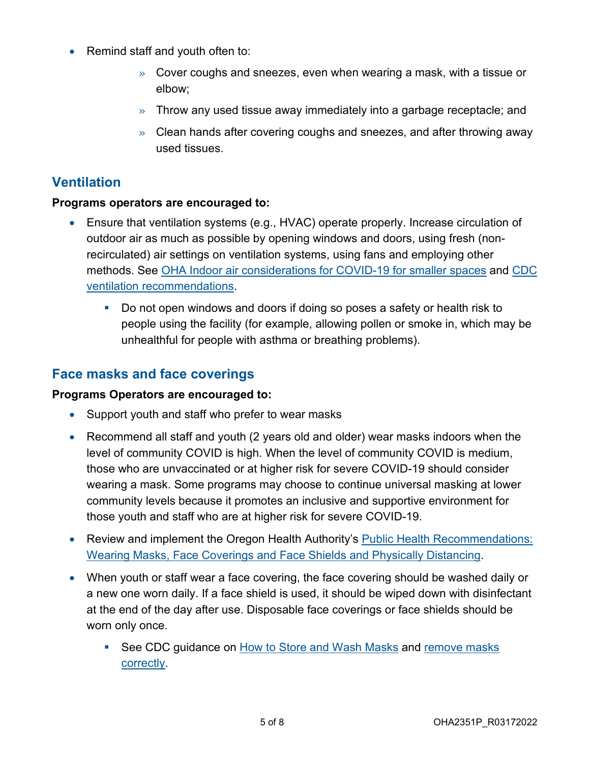- Remind staff and youth often to:
  - Cover coughs and sneezes, even when wearing a mask, with a tissue or elbow;
  - Throw any used tissue away immediately into a garbage receptacle; and
  - Clean hands after covering coughs and sneezes, and after throwing away used tissues.

## Ventilation

**Programs operators are encouraged to:**

- Ensure that ventilation systems (e.g., HVAC) operate properly. Increase circulation of outdoor air as much as possible by opening windows and doors, using fresh (non-recirculated) air settings on ventilation systems, using fans and employing other methods. See OHA Indoor air considerations for COVID-19 for smaller spaces and CDC ventilation recommendations.
  - Do not open windows and doors if doing so poses a safety or health risk to people using the facility (for example, allowing pollen or smoke in, which may be unhealthful for people with asthma or breathing problems).

## Face masks and face coverings

**Programs Operators are encouraged to:**

- Support youth and staff who prefer to wear masks
- Recommend all staff and youth (2 years old and older) wear masks indoors when the level of community COVID is high. When the level of community COVID is medium, those who are unvaccinated or at higher risk for severe COVID-19 should consider wearing a mask. Some programs may choose to continue universal masking at lower community levels because it promotes an inclusive and supportive environment for those youth and staff who are at higher risk for severe COVID-19.
- Review and implement the Oregon Health Authority's Public Health Recommendations: Wearing Masks, Face Coverings and Face Shields and Physically Distancing.
- When youth or staff wear a face covering, the face covering should be washed daily or a new one worn daily. If a face shield is used, it should be wiped down with disinfectant at the end of the day after use. Disposable face coverings or face shields should be worn only once.
  - See CDC guidance on How to Store and Wash Masks and remove masks correctly.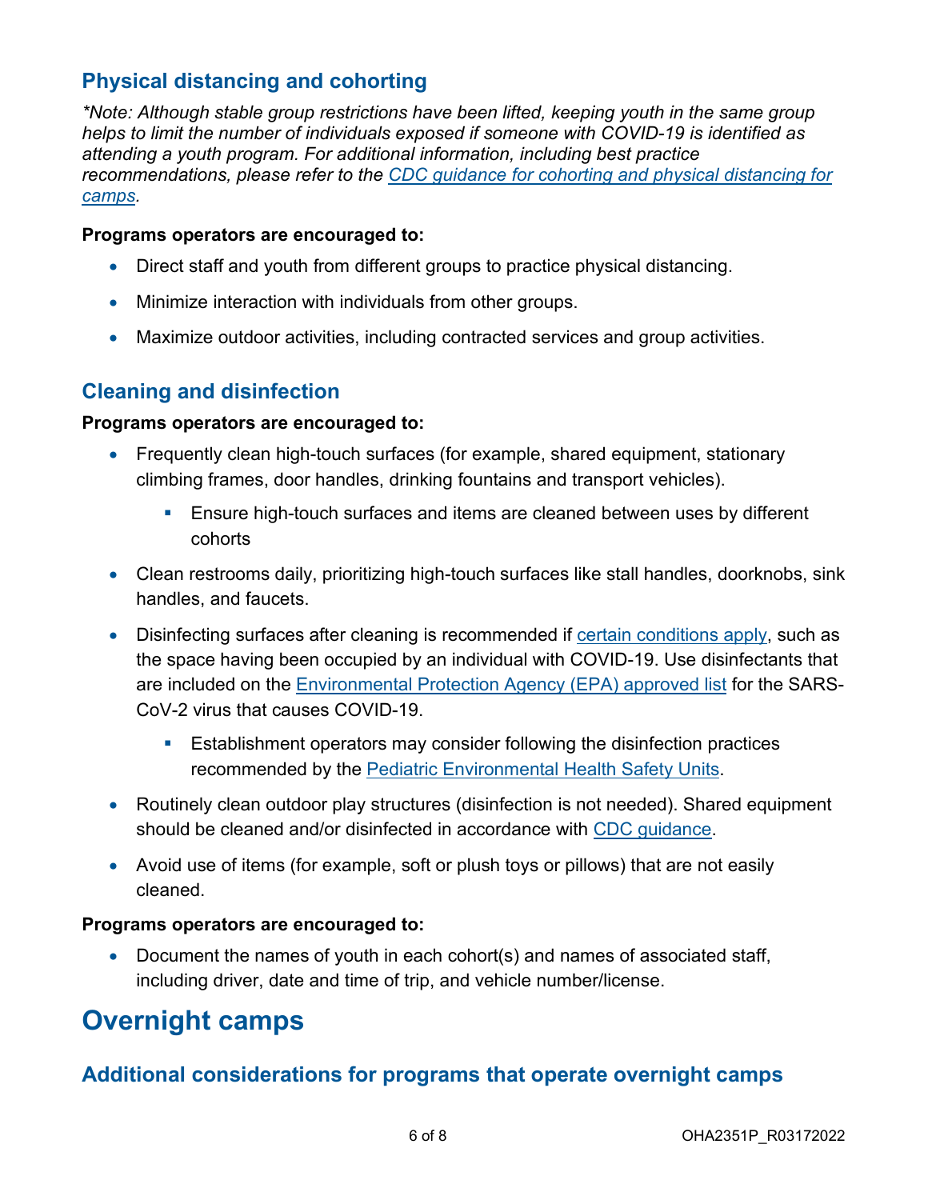## Physical distancing and cohorting

*\*Note: Although stable group restrictions have been lifted, keeping youth in the same group helps to limit the number of individuals exposed if someone with COVID-19 is identified as attending a youth program. For additional information, including best practice recommendations, please refer to the [CDC guidance for cohorting and physical distancing for camps](#).*

**Programs operators are encouraged to:**

- Direct staff and youth from different groups to practice physical distancing.
- Minimize interaction with individuals from other groups.
- Maximize outdoor activities, including contracted services and group activities.

## Cleaning and disinfection

**Programs operators are encouraged to:**

- Frequently clean high-touch surfaces (for example, shared equipment, stationary climbing frames, door handles, drinking fountains and transport vehicles).
  - Ensure high-touch surfaces and items are cleaned between uses by different cohorts
- Clean restrooms daily, prioritizing high-touch surfaces like stall handles, doorknobs, sink handles, and faucets.
- Disinfecting surfaces after cleaning is recommended if [certain conditions apply](#), such as the space having been occupied by an individual with COVID-19. Use disinfectants that are included on the [Environmental Protection Agency (EPA) approved list](#) for the SARS-CoV-2 virus that causes COVID-19.
  - Establishment operators may consider following the disinfection practices recommended by the [Pediatric Environmental Health Safety Units](#).
- Routinely clean outdoor play structures (disinfection is not needed). Shared equipment should be cleaned and/or disinfected in accordance with [CDC guidance](#).
- Avoid use of items (for example, soft or plush toys or pillows) that are not easily cleaned.

**Programs operators are encouraged to:**

- Document the names of youth in each cohort(s) and names of associated staff, including driver, date and time of trip, and vehicle number/license.

# Overnight camps

## Additional considerations for programs that operate overnight camps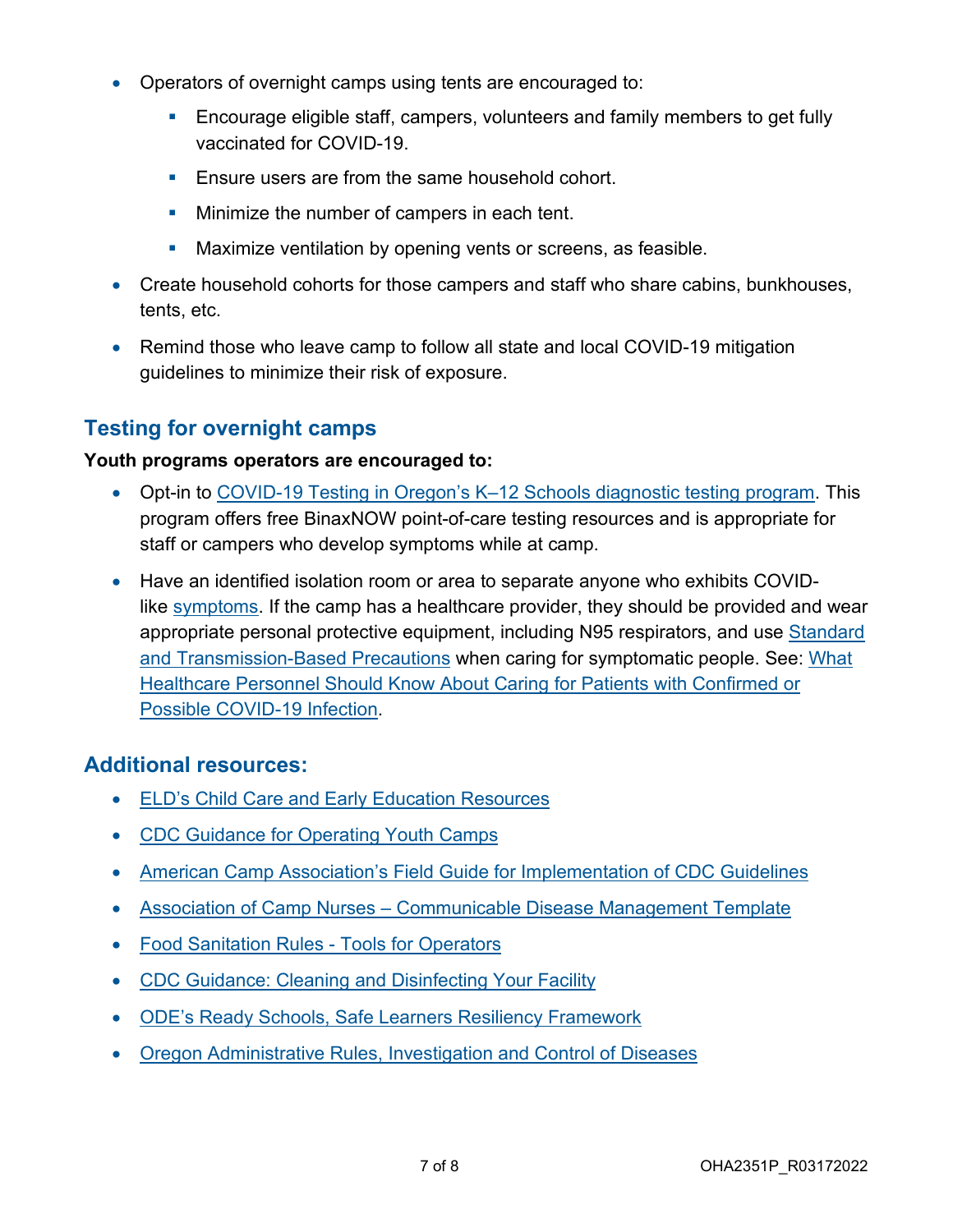- Operators of overnight camps using tents are encouraged to:
  - Encourage eligible staff, campers, volunteers and family members to get fully vaccinated for COVID-19.
  - Ensure users are from the same household cohort.
  - Minimize the number of campers in each tent.
  - Maximize ventilation by opening vents or screens, as feasible.
- Create household cohorts for those campers and staff who share cabins, bunkhouses, tents, etc.
- Remind those who leave camp to follow all state and local COVID-19 mitigation guidelines to minimize their risk of exposure.

## Testing for overnight camps

**Youth programs operators are encouraged to:**

- Opt-in to COVID-19 Testing in Oregon's K–12 Schools diagnostic testing program. This program offers free BinaxNOW point-of-care testing resources and is appropriate for staff or campers who develop symptoms while at camp.
- Have an identified isolation room or area to separate anyone who exhibits COVID-like symptoms. If the camp has a healthcare provider, they should be provided and wear appropriate personal protective equipment, including N95 respirators, and use Standard and Transmission-Based Precautions when caring for symptomatic people. See: What Healthcare Personnel Should Know About Caring for Patients with Confirmed or Possible COVID-19 Infection.

## Additional resources:

- ELD's Child Care and Early Education Resources
- CDC Guidance for Operating Youth Camps
- American Camp Association's Field Guide for Implementation of CDC Guidelines
- Association of Camp Nurses – Communicable Disease Management Template
- Food Sanitation Rules - Tools for Operators
- CDC Guidance: Cleaning and Disinfecting Your Facility
- ODE's Ready Schools, Safe Learners Resiliency Framework
- Oregon Administrative Rules, Investigation and Control of Diseases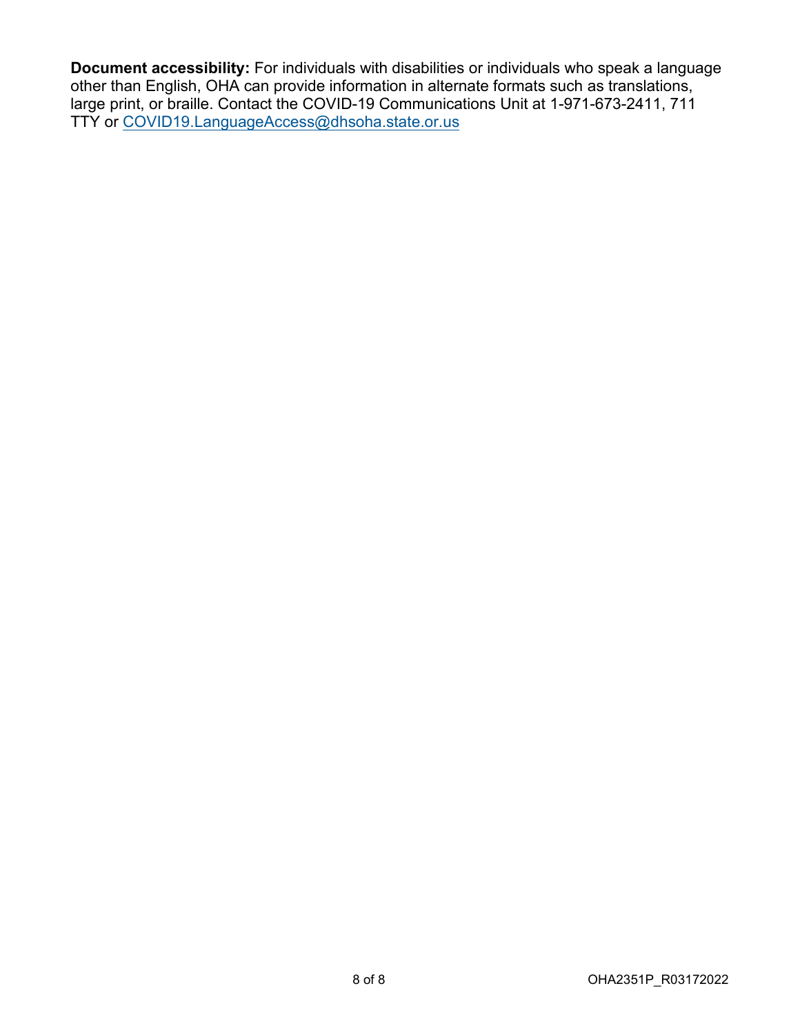**Document accessibility:** For individuals with disabilities or individuals who speak a language other than English, OHA can provide information in alternate formats such as translations, large print, or braille. Contact the COVID-19 Communications Unit at 1-971-673-2411, 711 TTY or COVID19.LanguageAccess@dhsoha.state.or.us

OHA2351P_R03172022